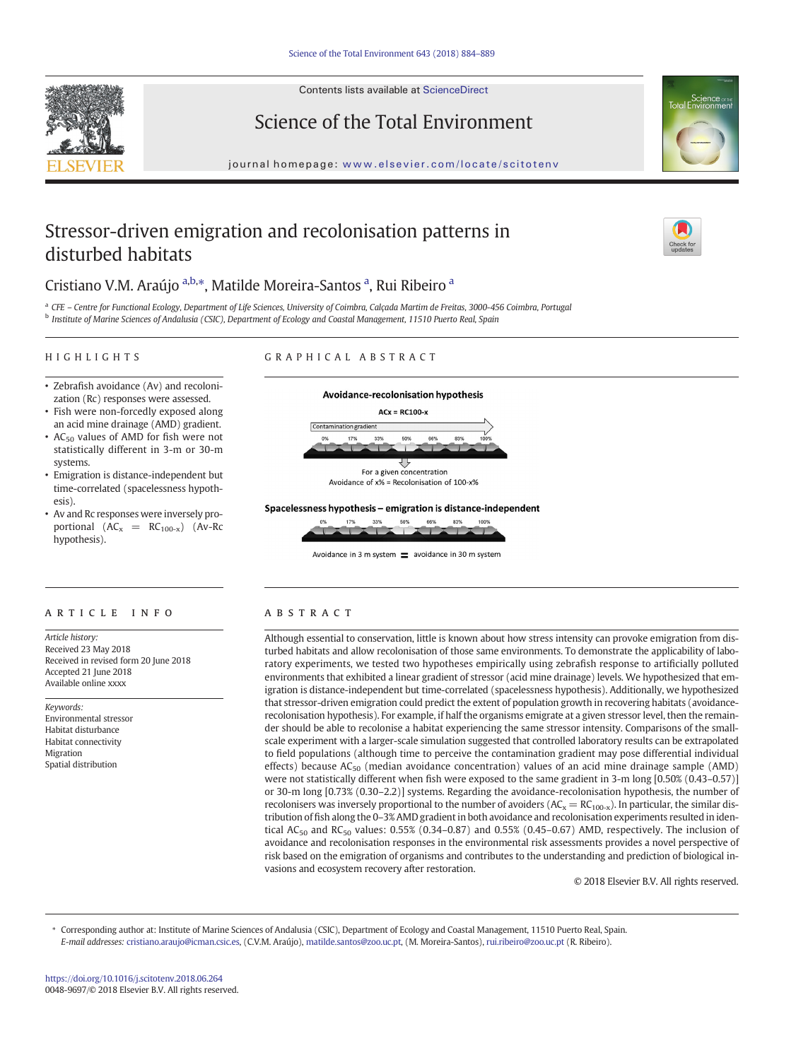# Stressor-driven emigration and recolonisation patterns in disturbed habitats

Cristiano V.M. Araújo [a,b,*], Matilde Moreira-Santos [a], Rui Ribeiro [a]

[a] CFE – Centre for Functional Ecology, Department of Life Sciences, University of Coimbra, Calçada Martim de Freitas, 3000-456 Coimbra, Portugal
[b] Institute of Marine Sciences of Andalusia (CSIC), Department of Ecology and Coastal Management, 11510 Puerto Real, Spain

## HIGHLIGHTS

- Zebrafish avoidance (Av) and recolonization (Rc) responses were assessed.
- Fish were non-forcedly exposed along an acid mine drainage (AMD) gradient.
- $AC_{50}$ values of AMD for fish were not statistically different in 3-m or 30-m systems.
- Emigration is distance-independent but time-correlated (spacelessness hypothesis).
- Av and Rc responses were inversely proportional ($AC_x$ = $RC_{100-x}$) (Av-Rc hypothesis).

## GRAPHICAL ABSTRACT

**Avoidance-recolonisation hypothesis**

ACx = RC100-x

Contamination gradient

0% 17% 33% 50% 66% 83% 100%

For a given concentration
Avoidance of x% = Recolonisation of 100-x%

**Spacelessness hypothesis – emigration is distance-independent**

0% 17% 33% 50% 66% 83% 100%

Avoidance in 3 m system = avoidance in 30 m system

## ARTICLE INFO

*Article history:*
Received 23 May 2018
Received in revised form 20 June 2018
Accepted 21 June 2018
Available online xxxx

*Keywords:*
Environmental stressor
Habitat disturbance
Habitat connectivity
Migration
Spatial distribution

## ABSTRACT

Although essential to conservation, little is known about how stress intensity can provoke emigration from disturbed habitats and allow recolonisation of those same environments. To demonstrate the applicability of laboratory experiments, we tested two hypotheses empirically using zebrafish response to artificially polluted environments that exhibited a linear gradient of stressor (acid mine drainage) levels. We hypothesized that emigration is distance-independent but time-correlated (spacelessness hypothesis). Additionally, we hypothesized that stressor-driven emigration could predict the extent of population growth in recovering habitats (avoidance-recolonisation hypothesis). For example, if half the organisms emigrate at a given stressor level, then the remainder should be able to recolonise a habitat experiencing the same stressor intensity. Comparisons of the small-scale experiment with a larger-scale simulation suggested that controlled laboratory results can be extrapolated to field populations (although time to perceive the contamination gradient may pose differential individual effects) because $AC_{50}$ (median avoidance concentration) values of an acid mine drainage sample (AMD) were not statistically different when fish were exposed to the same gradient in 3-m long [0.50% (0.43–0.57)] or 30-m long [0.73% (0.30–2.2)] systems. Regarding the avoidance-recolonisation hypothesis, the number of recolonisers was inversely proportional to the number of avoiders ($AC_x$ = $RC_{100-x}$). In particular, the similar distribution of fish along the 0–3% AMD gradient in both avoidance and recolonisation experiments resulted in identical $AC_{50}$ and $RC_{50}$ values: 0.55% (0.34–0.87) and 0.55% (0.45–0.67) AMD, respectively. The inclusion of avoidance and recolonisation responses in the environmental risk assessments provides a novel perspective of risk based on the emigration of organisms and contributes to the understanding and prediction of biological invasions and ecosystem recovery after restoration.

© 2018 Elsevier B.V. All rights reserved.

* Corresponding author at: Institute of Marine Sciences of Andalusia (CSIC), Department of Ecology and Coastal Management, 11510 Puerto Real, Spain.
*E-mail addresses:* cristiano.araujo@icman.csic.es, (C.V.M. Araújo), matilde.santos@zoo.uc.pt, (M. Moreira-Santos), rui.ribeiro@zoo.uc.pt (R. Ribeiro).

https://doi.org/10.1016/j.scitotenv.2018.06.264
0048-9697/© 2018 Elsevier B.V. All rights reserved.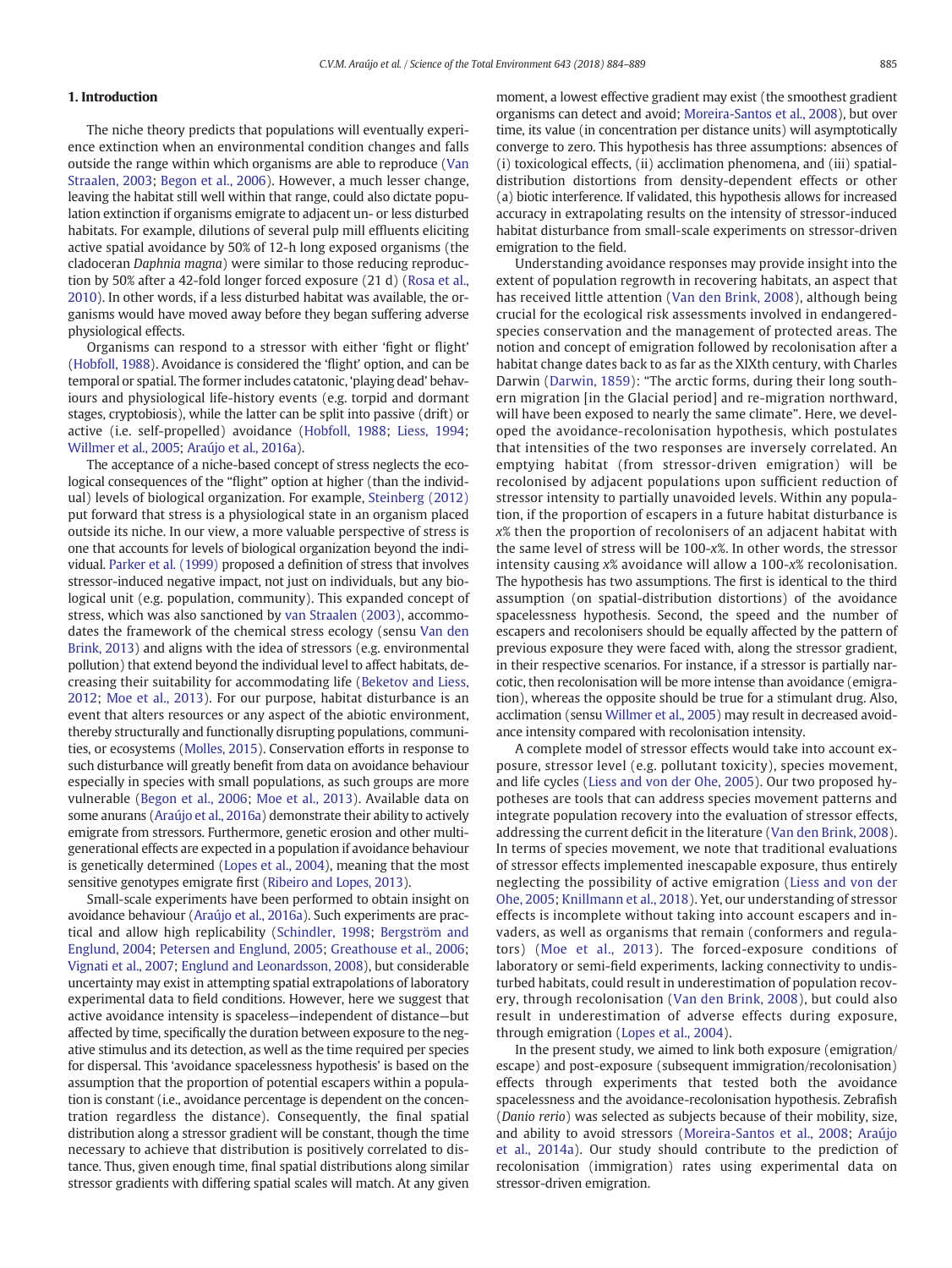## 1. Introduction

The niche theory predicts that populations will eventually experience extinction when an environmental condition changes and falls outside the range within which organisms are able to reproduce (Van Straalen, 2003; Begon et al., 2006). However, a much lesser change, leaving the habitat still well within that range, could also dictate population extinction if organisms emigrate to adjacent un- or less disturbed habitats. For example, dilutions of several pulp mill effluents eliciting active spatial avoidance by 50% of 12-h long exposed organisms (the cladoceran *Daphnia magna*) were similar to those reducing reproduction by 50% after a 42-fold longer forced exposure (21 d) (Rosa et al., 2010). In other words, if a less disturbed habitat was available, the organisms would have moved away before they began suffering adverse physiological effects.

Organisms can respond to a stressor with either 'fight or flight' (Hobfoll, 1988). Avoidance is considered the 'flight' option, and can be temporal or spatial. The former includes catatonic, 'playing dead' behaviours and physiological life-history events (e.g. torpid and dormant stages, cryptobiosis), while the latter can be split into passive (drift) or active (i.e. self-propelled) avoidance (Hobfoll, 1988; Liess, 1994; Willmer et al., 2005; Araújo et al., 2016a).

The acceptance of a niche-based concept of stress neglects the ecological consequences of the "flight" option at higher (than the individual) levels of biological organization. For example, Steinberg (2012) put forward that stress is a physiological state in an organism placed outside its niche. In our view, a more valuable perspective of stress is one that accounts for levels of biological organization beyond the individual. Parker et al. (1999) proposed a definition of stress that involves stressor-induced negative impact, not just on individuals, but any biological unit (e.g. population, community). This expanded concept of stress, which was also sanctioned by van Straalen (2003), accommodates the framework of the chemical stress ecology (sensu Van den Brink, 2013) and aligns with the idea of stressors (e.g. environmental pollution) that extend beyond the individual level to affect habitats, decreasing their suitability for accommodating life (Beketov and Liess, 2012; Moe et al., 2013). For our purpose, habitat disturbance is an event that alters resources or any aspect of the abiotic environment, thereby structurally and functionally disrupting populations, communities, or ecosystems (Molles, 2015). Conservation efforts in response to such disturbance will greatly benefit from data on avoidance behaviour especially in species with small populations, as such groups are more vulnerable (Begon et al., 2006; Moe et al., 2013). Available data on some anurans (Araújo et al., 2016a) demonstrate their ability to actively emigrate from stressors. Furthermore, genetic erosion and other multigenerational effects are expected in a population if avoidance behaviour is genetically determined (Lopes et al., 2004), meaning that the most sensitive genotypes emigrate first (Ribeiro and Lopes, 2013).

Small-scale experiments have been performed to obtain insight on avoidance behaviour (Araújo et al., 2016a). Such experiments are practical and allow high replicability (Schindler, 1998; Bergström and Englund, 2004; Petersen and Englund, 2005; Greathouse et al., 2006; Vignati et al., 2007; Englund and Leonardsson, 2008), but considerable uncertainty may exist in attempting spatial extrapolations of laboratory experimental data to field conditions. However, here we suggest that active avoidance intensity is spaceless—independent of distance—but affected by time, specifically the duration between exposure to the negative stimulus and its detection, as well as the time required per species for dispersal. This 'avoidance spacelessness hypothesis' is based on the assumption that the proportion of potential escapers within a population is constant (i.e., avoidance percentage is dependent on the concentration regardless the distance). Consequently, the final spatial distribution along a stressor gradient will be constant, though the time necessary to achieve that distribution is positively correlated to distance. Thus, given enough time, final spatial distributions along similar stressor gradients with differing spatial scales will match. At any given moment, a lowest effective gradient may exist (the smoothest gradient organisms can detect and avoid; Moreira-Santos et al., 2008), but over time, its value (in concentration per distance units) will asymptotically converge to zero. This hypothesis has three assumptions: absences of (i) toxicological effects, (ii) acclimation phenomena, and (iii) spatial-distribution distortions from density-dependent effects or other (a) biotic interference. If validated, this hypothesis allows for increased accuracy in extrapolating results on the intensity of stressor-induced habitat disturbance from small-scale experiments on stressor-driven emigration to the field.

Understanding avoidance responses may provide insight into the extent of population regrowth in recovering habitats, an aspect that has received little attention (Van den Brink, 2008), although being crucial for the ecological risk assessments involved in endangered-species conservation and the management of protected areas. The notion and concept of emigration followed by recolonisation after a habitat change dates back to as far as the XIXth century, with Charles Darwin (Darwin, 1859): "The arctic forms, during their long southern migration [in the Glacial period] and re-migration northward, will have been exposed to nearly the same climate". Here, we developed the avoidance-recolonisation hypothesis, which postulates that intensities of the two responses are inversely correlated. An emptying habitat (from stressor-driven emigration) will be recolonised by adjacent populations upon sufficient reduction of stressor intensity to partially unavoided levels. Within any population, if the proportion of escapers in a future habitat disturbance is *x*% then the proportion of recolonisers of an adjacent habitat with the same level of stress will be 100-*x*%. In other words, the stressor intensity causing *x*% avoidance will allow a 100-*x*% recolonisation. The hypothesis has two assumptions. The first is identical to the third assumption (on spatial-distribution distortions) of the avoidance spacelessness hypothesis. Second, the speed and the number of escapers and recolonisers should be equally affected by the pattern of previous exposure they were faced with, along the stressor gradient, in their respective scenarios. For instance, if a stressor is partially narcotic, then recolonisation will be more intense than avoidance (emigration), whereas the opposite should be true for a stimulant drug. Also, acclimation (sensu Willmer et al., 2005) may result in decreased avoidance intensity compared with recolonisation intensity.

A complete model of stressor effects would take into account exposure, stressor level (e.g. pollutant toxicity), species movement, and life cycles (Liess and von der Ohe, 2005). Our two proposed hypotheses are tools that can address species movement patterns and integrate population recovery into the evaluation of stressor effects, addressing the current deficit in the literature (Van den Brink, 2008). In terms of species movement, we note that traditional evaluations of stressor effects implemented inescapable exposure, thus entirely neglecting the possibility of active emigration (Liess and von der Ohe, 2005; Knillmann et al., 2018). Yet, our understanding of stressor effects is incomplete without taking into account escapers and invaders, as well as organisms that remain (conformers and regulators) (Moe et al., 2013). The forced-exposure conditions of laboratory or semi-field experiments, lacking connectivity to undisturbed habitats, could result in underestimation of population recovery, through recolonisation (Van den Brink, 2008), but could also result in underestimation of adverse effects during exposure, through emigration (Lopes et al., 2004).

In the present study, we aimed to link both exposure (emigration/escape) and post-exposure (subsequent immigration/recolonisation) effects through experiments that tested both the avoidance spacelessness and the avoidance-recolonisation hypothesis. Zebrafish (*Danio rerio*) was selected as subjects because of their mobility, size, and ability to avoid stressors (Moreira-Santos et al., 2008; Araújo et al., 2014a). Our study should contribute to the prediction of recolonisation (immigration) rates using experimental data on stressor-driven emigration.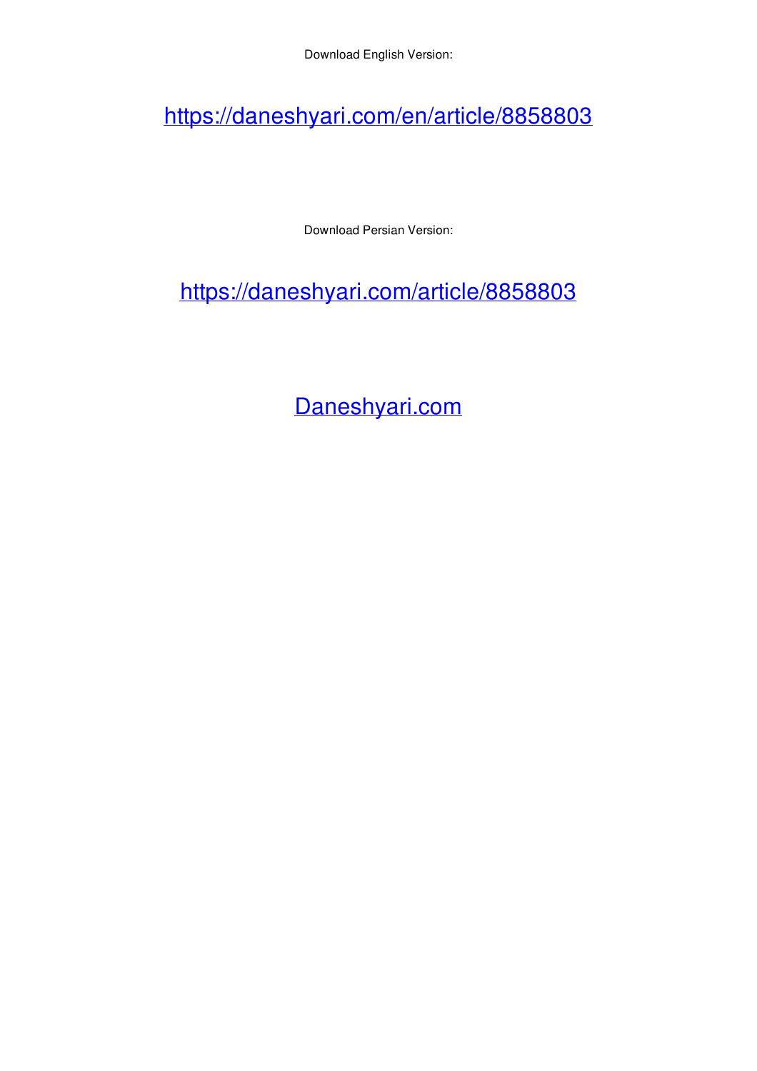Download English Version:

[https://daneshyari.com/en/article/8858803](https://daneshyari.com/en/article/8858803)

Download Persian Version:

[https://daneshyari.com/article/8858803](https://daneshyari.com/article/8858803)

[Daneshyari.com](https://daneshyari.com)